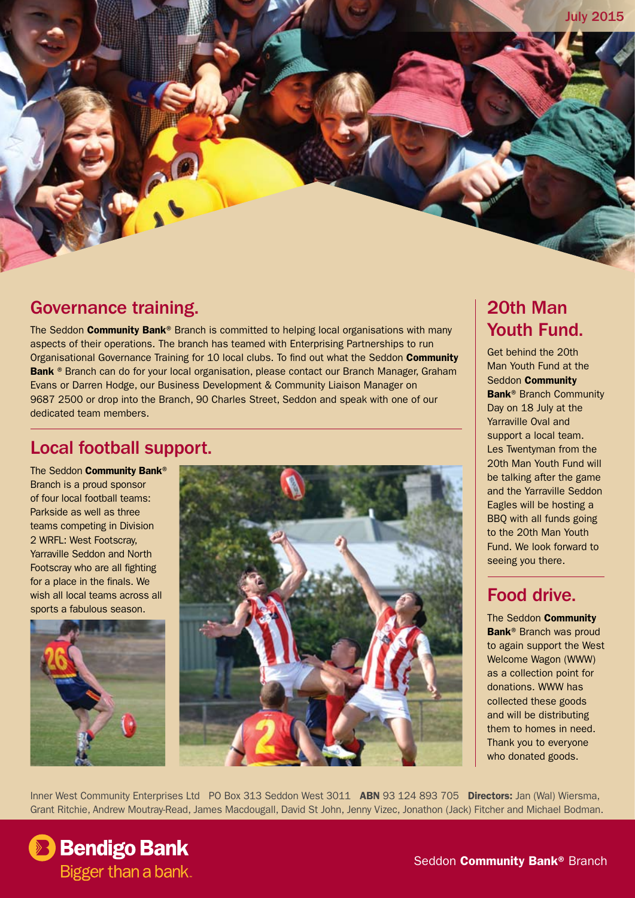July 2015

## Governance training.

The Seddon **Community Bank**® Branch is committed to helping local organisations with many aspects of their operations. The branch has teamed with Enterprising Partnerships to run Organisational Governance Training for 10 local clubs. To find out what the Seddon **Community Bank** ® Branch can do for your local organisation, please contact our Branch Manager, Graham Evans or Darren Hodge, our Business Development & Community Liaison Manager on 9687 2500 or drop into the Branch, 90 Charles Street, Seddon and speak with one of our dedicated team members.

## Local football support.

The Seddon **Community Bank**® Branch is a proud sponsor of four local football teams: Parkside as well as three teams competing in Division 2 WRFL: West Footscray, Yarraville Seddon and North Footscray who are all fighting for a place in the finals. We wish all local teams across all sports a fabulous season.

## 20th Man Youth Fund.

Get behind the 20th Man Youth Fund at the Seddon **Community Bank**® Branch Community Day on 18 July at the Yarraville Oval and support a local team. Les Twentyman from the 20th Man Youth Fund will be talking after the game and the Yarraville Seddon Eagles will be hosting a BBQ with all funds going to the 20th Man Youth Fund. We look forward to seeing you there.

## Food drive.

The Seddon **Community Bank**® Branch was proud to again support the West Welcome Wagon (WWW) as a collection point for donations. WWW has collected these goods and will be distributing them to homes in need. Thank you to everyone who donated goods.

Inner West Community Enterprises Ltd PO Box 313 Seddon West 3011 **ABN** 93 124 893 705 **Directors:** Jan (Wal) Wiersma, Grant Ritchie, Andrew Moutray-Read, James Macdougall, David St John, Jenny Vizec, Jonathon (Jack) Fitcher and Michael Bodman.

**Bendigo Bank**
Bigger than a bank.

Seddon **Community Bank®** Branch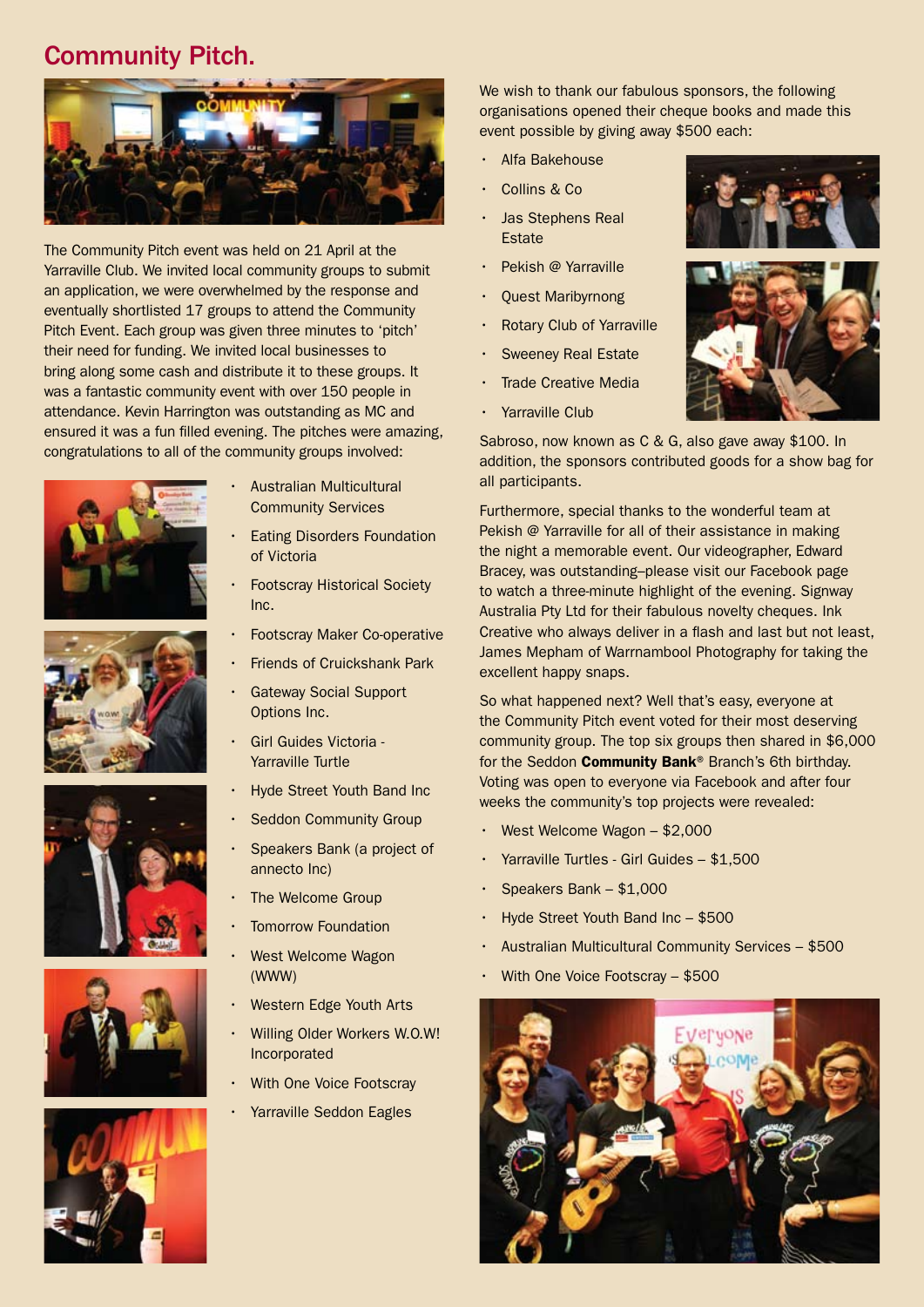## Community Pitch.

The Community Pitch event was held on 21 April at the Yarraville Club. We invited local community groups to submit an application, we were overwhelmed by the response and eventually shortlisted 17 groups to attend the Community Pitch Event. Each group was given three minutes to 'pitch' their need for funding. We invited local businesses to bring along some cash and distribute it to these groups. It was a fantastic community event with over 150 people in attendance. Kevin Harrington was outstanding as MC and ensured it was a fun filled evening. The pitches were amazing, congratulations to all of the community groups involved:

- Australian Multicultural Community Services
- Eating Disorders Foundation of Victoria
- Footscray Historical Society Inc.
- Footscray Maker Co-operative
- Friends of Cruickshank Park
- Gateway Social Support Options Inc.
- Girl Guides Victoria - Yarraville Turtle
- Hyde Street Youth Band Inc
- Seddon Community Group
- Speakers Bank (a project of annecto Inc)
- The Welcome Group
- Tomorrow Foundation
- West Welcome Wagon (WWW)
- Western Edge Youth Arts
- Willing Older Workers W.O.W! Incorporated
- With One Voice Footscray
- Yarraville Seddon Eagles

We wish to thank our fabulous sponsors, the following organisations opened their cheque books and made this event possible by giving away $500 each:

- Alfa Bakehouse
- Collins & Co
- Jas Stephens Real Estate
- Pekish @ Yarraville
- Quest Maribyrnong
- Rotary Club of Yarraville
- Sweeney Real Estate
- Trade Creative Media
- Yarraville Club

Sabroso, now known as C & G, also gave away $100. In addition, the sponsors contributed goods for a show bag for all participants.

Furthermore, special thanks to the wonderful team at Pekish @ Yarraville for all of their assistance in making the night a memorable event. Our videographer, Edward Bracey, was outstanding–please visit our Facebook page to watch a three-minute highlight of the evening. Signway Australia Pty Ltd for their fabulous novelty cheques. Ink Creative who always deliver in a flash and last but not least, James Mepham of Warrnambool Photography for taking the excellent happy snaps.

So what happened next? Well that's easy, everyone at the Community Pitch event voted for their most deserving community group. The top six groups then shared in $6,000 for the Seddon **Community Bank**® Branch's 6th birthday. Voting was open to everyone via Facebook and after four weeks the community's top projects were revealed:

- West Welcome Wagon – $2,000
- Yarraville Turtles - Girl Guides – $1,500
- Speakers Bank – $1,000
- Hyde Street Youth Band Inc – $500
- Australian Multicultural Community Services – $500
- With One Voice Footscray – $500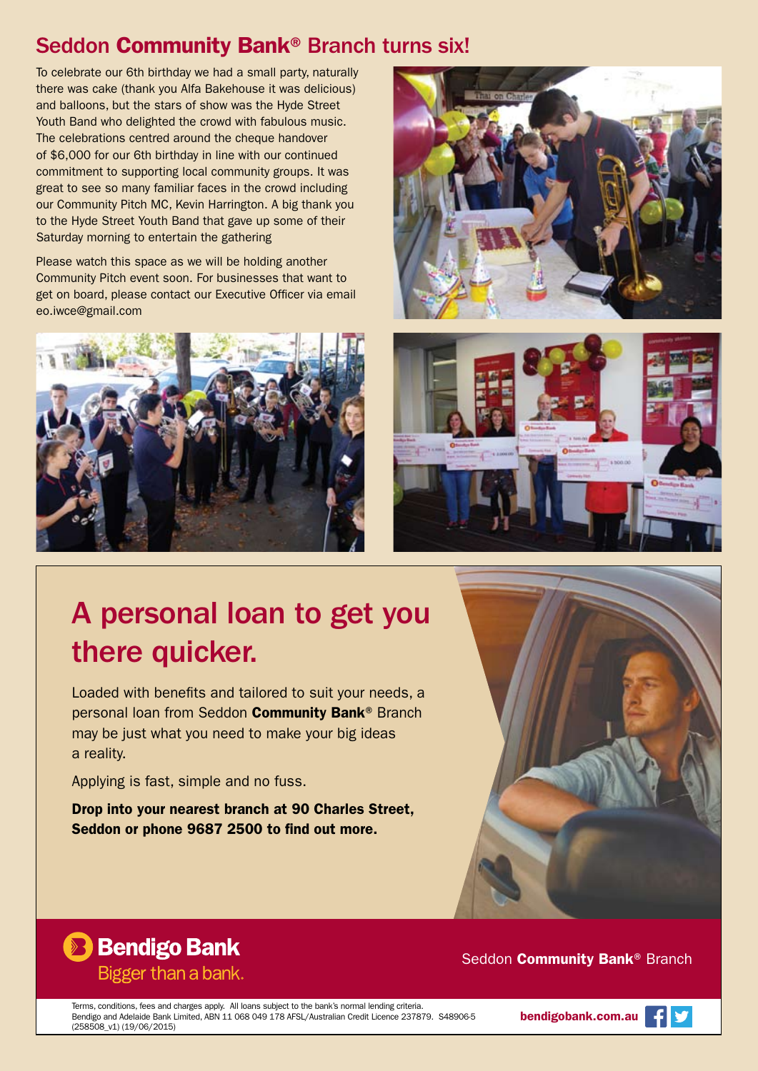## Seddon **Community Bank®** Branch turns six!

To celebrate our 6th birthday we had a small party, naturally there was cake (thank you Alfa Bakehouse it was delicious) and balloons, but the stars of show was the Hyde Street Youth Band who delighted the crowd with fabulous music. The celebrations centred around the cheque handover of $6,000 for our 6th birthday in line with our continued commitment to supporting local community groups. It was great to see so many familiar faces in the crowd including our Community Pitch MC, Kevin Harrington. A big thank you to the Hyde Street Youth Band that gave up some of their Saturday morning to entertain the gathering

Please watch this space as we will be holding another Community Pitch event soon. For businesses that want to get on board, please contact our Executive Officer via email eo.iwce@gmail.com

# A personal loan to get you there quicker.

Loaded with benefits and tailored to suit your needs, a personal loan from Seddon **Community Bank®** Branch may be just what you need to make your big ideas a reality.

Applying is fast, simple and no fuss.

**Drop into your nearest branch at 90 Charles Street, Seddon or phone 9687 2500 to find out more.**

**Bendigo Bank**
Bigger than a bank.

Seddon **Community Bank®** Branch

Terms, conditions, fees and charges apply. All loans subject to the bank's normal lending criteria. Bendigo and Adelaide Bank Limited, ABN 11 068 049 178 AFSL/Australian Credit Licence 237879. S48906-5 (258508_v1) (19/06/2015)

**bendigobank.com.au**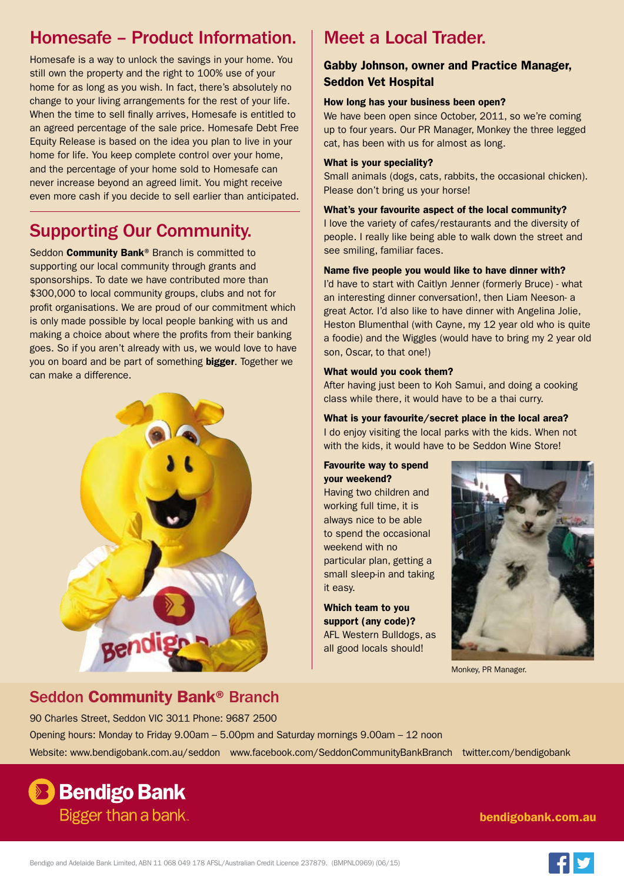## Homesafe – Product Information.

Homesafe is a way to unlock the savings in your home. You still own the property and the right to 100% use of your home for as long as you wish. In fact, there's absolutely no change to your living arrangements for the rest of your life. When the time to sell finally arrives, Homesafe is entitled to an agreed percentage of the sale price. Homesafe Debt Free Equity Release is based on the idea you plan to live in your home for life. You keep complete control over your home, and the percentage of your home sold to Homesafe can never increase beyond an agreed limit. You might receive even more cash if you decide to sell earlier than anticipated.

## Supporting Our Community.

Seddon **Community Bank**® Branch is committed to supporting our local community through grants and sponsorships. To date we have contributed more than $300,000 to local community groups, clubs and not for profit organisations. We are proud of our commitment which is only made possible by local people banking with us and making a choice about where the profits from their banking goes. So if you aren't already with us, we would love to have you on board and be part of something **bigger**. Together we can make a difference.

## Meet a Local Trader.

### Gabby Johnson, owner and Practice Manager, Seddon Vet Hospital

**How long has your business been open?**
We have been open since October, 2011, so we're coming up to four years. Our PR Manager, Monkey the three legged cat, has been with us for almost as long.

**What is your speciality?**
Small animals (dogs, cats, rabbits, the occasional chicken). Please don't bring us your horse!

**What's your favourite aspect of the local community?**
I love the variety of cafes/restaurants and the diversity of people. I really like being able to walk down the street and see smiling, familiar faces.

**Name five people you would like to have dinner with?**
I'd have to start with Caitlyn Jenner (formerly Bruce) - what an interesting dinner conversation!, then Liam Neeson- a great Actor. I'd also like to have dinner with Angelina Jolie, Heston Blumenthal (with Cayne, my 12 year old who is quite a foodie) and the Wiggles (would have to bring my 2 year old son, Oscar, to that one!)

**What would you cook them?**
After having just been to Koh Samui, and doing a cooking class while there, it would have to be a thai curry.

**What is your favourite/secret place in the local area?**
I do enjoy visiting the local parks with the kids. When not with the kids, it would have to be Seddon Wine Store!

**Favourite way to spend your weekend?**
Having two children and working full time, it is always nice to be able to spend the occasional weekend with no particular plan, getting a small sleep-in and taking it easy.

**Which team to you support (any code)?**
AFL Western Bulldogs, as all good locals should!

Monkey, PR Manager.

## Seddon **Community Bank**® Branch

90 Charles Street, Seddon VIC 3011 Phone: 9687 2500

Opening hours: Monday to Friday 9.00am – 5.00pm and Saturday mornings 9.00am – 12 noon

Website: www.bendigobank.com.au/seddon www.facebook.com/SeddonCommunityBankBranch twitter.com/bendigobank

Bendigo Bank
Bigger than a bank.

bendigobank.com.au

Bendigo and Adelaide Bank Limited, ABN 11 068 049 178 AFSL/Australian Credit Licence 237879. (BMPNL0969) (06/15)